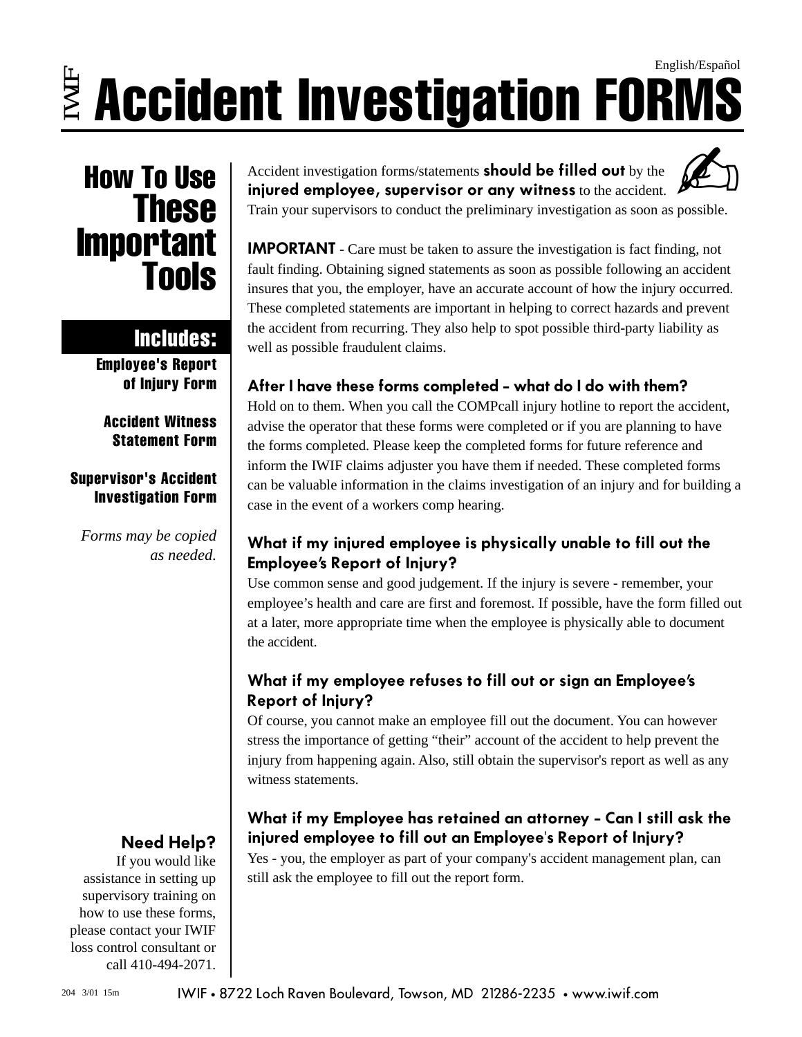English/Español

# IWIF Accident Investigation FORMS

## How To Use These Important Tools

### Includes:

**Employee's Report of Injury Form**

**Accident Witness Statement Form**

**Supervisor's Accident Investigation Form**

*Forms may be copied as needed.*

Accident investigation forms/statements **should be filled out** by the **injured employee, supervisor or any witness** to the accident. Train your supervisors to conduct the preliminary investigation as soon as possible.

**IMPORTANT** - Care must be taken to assure the investigation is fact finding, not fault finding. Obtaining signed statements as soon as possible following an accident insures that you, the employer, have an accurate account of how the injury occurred. These completed statements are important in helping to correct hazards and prevent the accident from recurring. They also help to spot possible third-party liability as well as possible fraudulent claims.

### After I have these forms completed – what do I do with them?

Hold on to them. When you call the COMPcall injury hotline to report the accident, advise the operator that these forms were completed or if you are planning to have the forms completed. Please keep the completed forms for future reference and inform the IWIF claims adjuster you have them if needed. These completed forms can be valuable information in the claims investigation of an injury and for building a case in the event of a workers comp hearing.

### What if my injured employee is physically unable to fill out the Employee's Report of Injury?

Use common sense and good judgement. If the injury is severe - remember, your employee's health and care are first and foremost. If possible, have the form filled out at a later, more appropriate time when the employee is physically able to document the accident.

### What if my employee refuses to fill out or sign an Employee's Report of Injury?

Of course, you cannot make an employee fill out the document. You can however stress the importance of getting "their" account of the accident to help prevent the injury from happening again. Also, still obtain the supervisor's report as well as any witness statements.

### What if my Employee has retained an attorney – Can I still ask the injured employee to fill out an Employee's Report of Injury?

Yes - you, the employer as part of your company's accident management plan, can still ask the employee to fill out the report form.

### Need Help?

If you would like assistance in setting up supervisory training on how to use these forms, please contact your IWIF loss control consultant or call 410-494-2071.

204 3/01 15m

IWIF • 8722 Loch Raven Boulevard, Towson, MD 21286-2235 • www.iwif.com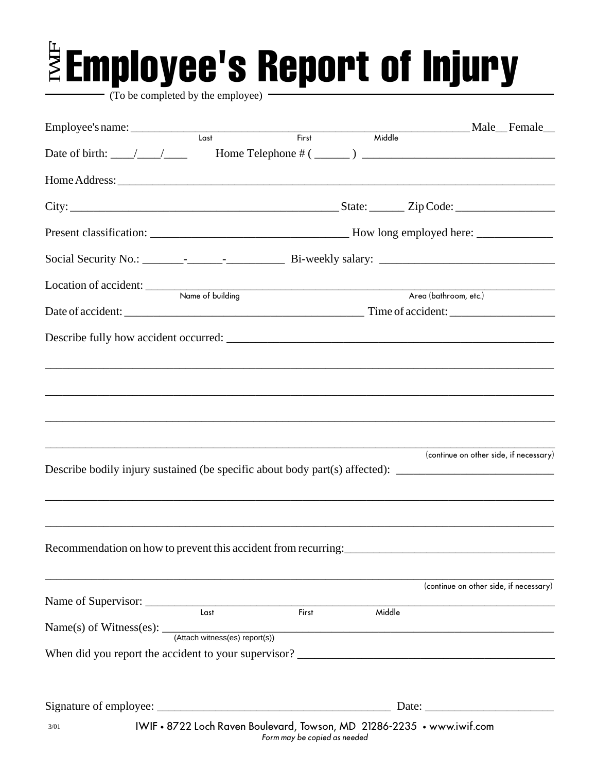# IWIF Employee's Report of Injury

(To be completed by the employee)

Employee's name: ____________________________________________ Male__ Female__
Last First Middle

Date of birth: ____/____/____ Home Telephone # ( ______ ) ________________________________

Home Address: ______________________________________________________________________

City: ______________________________________________ State: ______ Zip Code: _________________

Present classification: _________________________________ How long employed here: _____________

Social Security No.: _______-______-__________ Bi-weekly salary: _____________________________

Location of accident: _________________________________________________________________
Name of building Area (bathroom, etc.)

Date of accident: __________________________________________ Time of accident: __________________

Describe fully how accident occurred: _______________________________________________________

_____________________________________________________________________________________

_____________________________________________________________________________________

_____________________________________________________________________________________

_____________________________________________________________________________________
(continue on other side, if necessary)

Describe bodily injury sustained (be specific about body part(s) affected): ___________________________

_____________________________________________________________________________________

_____________________________________________________________________________________

Recommendation on how to prevent this accident from recurring: ____________________________________

_____________________________________________________________________________________
(continue on other side, if necessary)

Name of Supervisor: ___________________________________________________________________
Last First Middle

Name(s) of Witness(es): ________________________________________________________________
(Attach witness(es) report(s))

When did you report the accident to your supervisor? ____________________________________________

Signature of employee: _________________________________________ Date: ______________________

3/01

IWIF • 8722 Loch Raven Boulevard, Towson, MD 21286-2235 • www.iwif.com

*Form may be copied as needed*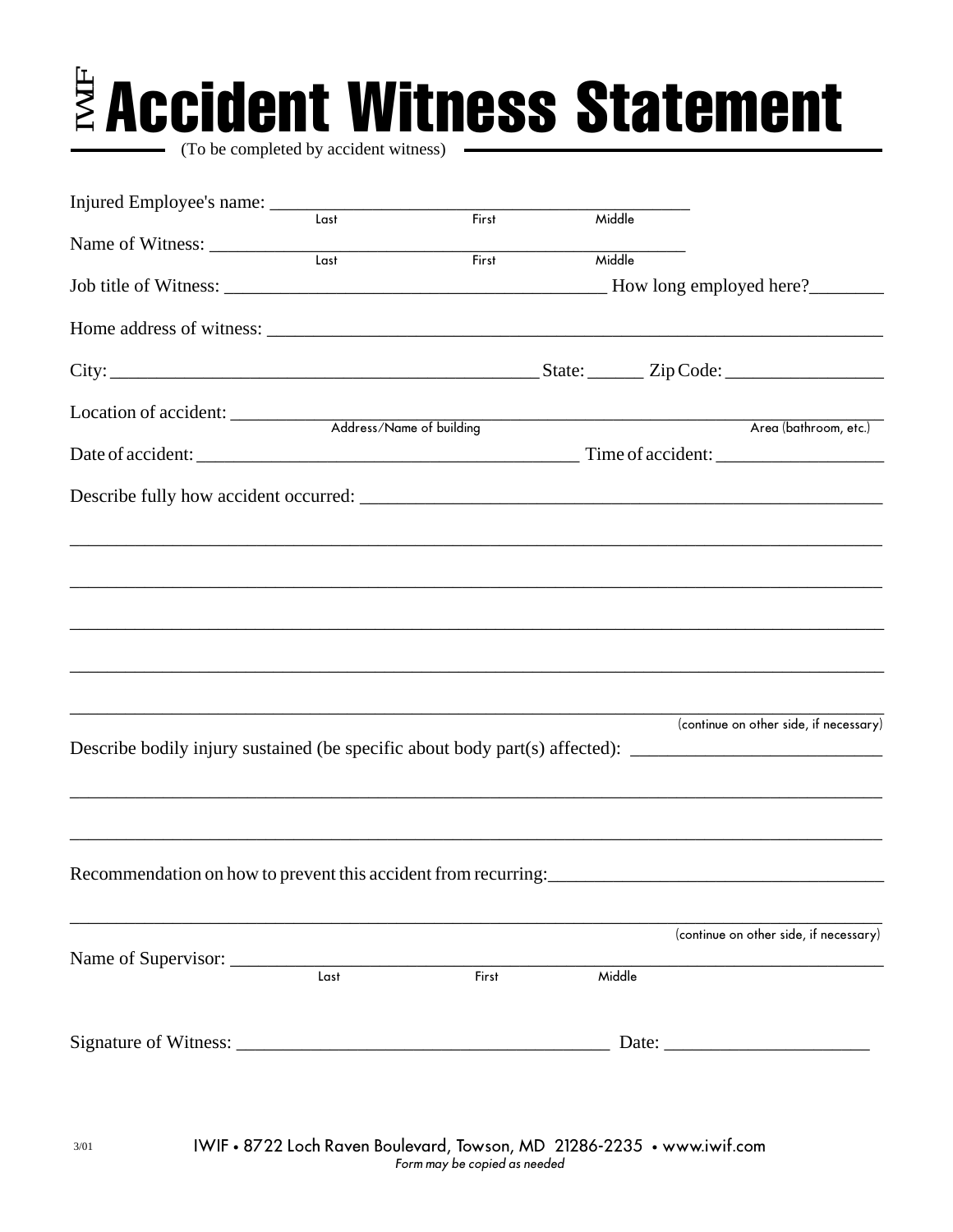# IWIF Accident Witness Statement

(To be completed by accident witness)

Injured Employee's name: ______________________________________________
Last First Middle

Name of Witness: ______________________________________________
Last First Middle

Job title of Witness: ________________________________________ How long employed here?________

Home address of witness: ______________________________________________________________________

City: ______________________________________________ State: ______ Zip Code: _________________

Location of accident: ________________________________________________________________________
Address/Name of building Area (bathroom, etc.)

Date of accident: _________________________________________ Time of accident: __________________

Describe fully how accident occurred: _________________________________________________________

______________________________________________________________________________________

______________________________________________________________________________________

______________________________________________________________________________________

______________________________________________________________________________________

______________________________________________________________________________________
(continue on other side, if necessary)

Describe bodily injury sustained (be specific about body part(s) affected): ___________________________

______________________________________________________________________________________

______________________________________________________________________________________

Recommendation on how to prevent this accident from recurring:___________________________________

______________________________________________________________________________________
(continue on other side, if necessary)

Name of Supervisor: __________________________________________________________________
Last First Middle

Signature of Witness: ________________________________________ Date: _____________________

3/01

IWIF • 8722 Loch Raven Boulevard, Towson, MD 21286-2235 • www.iwif.com

*Form may be copied as needed*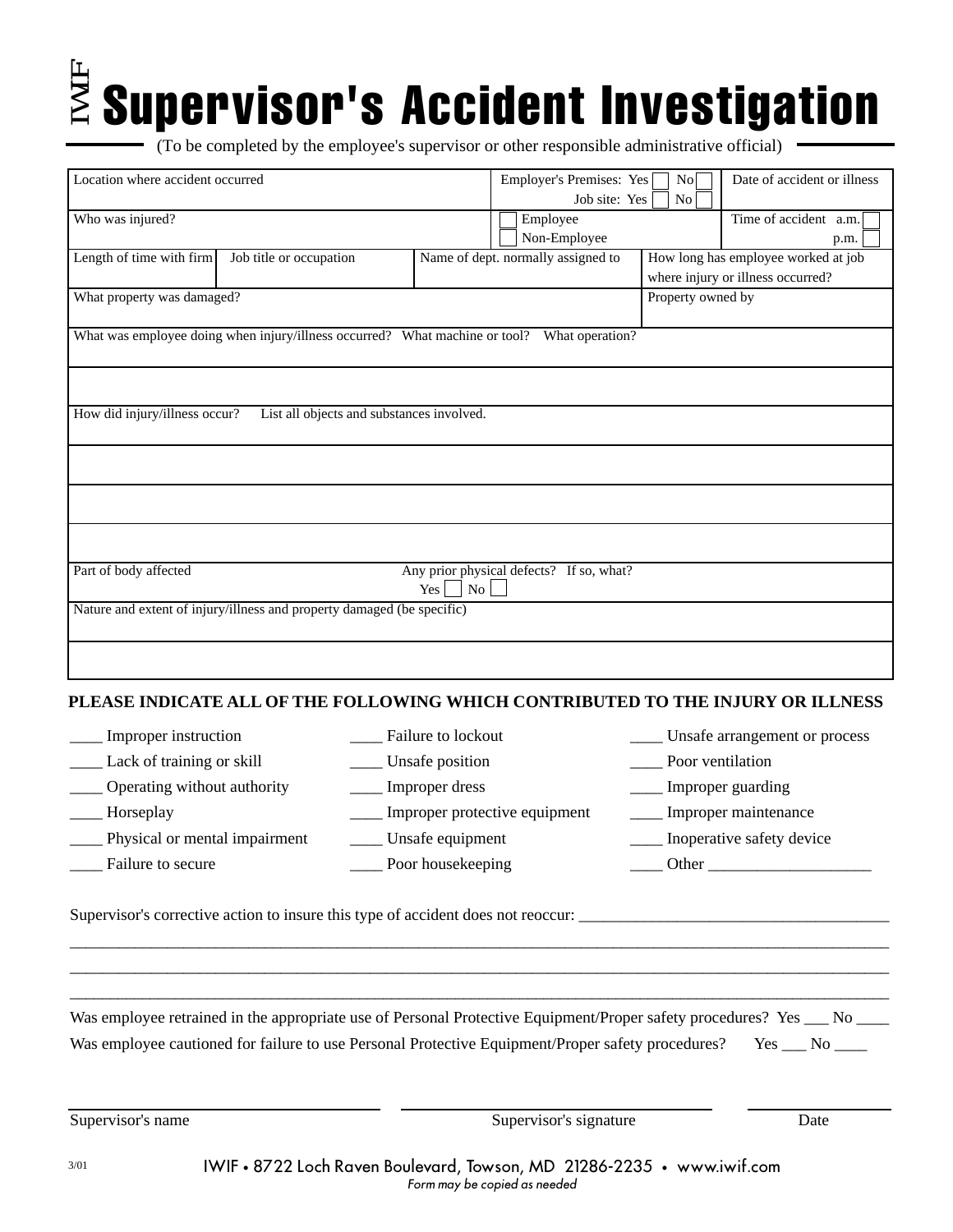IWIF

# Supervisor's Accident Investigation

(To be completed by the employee's supervisor or other responsible administrative official)

| | | | | |
|---|---|---|---|---|
| Location where accident occurred | | Employer's Premises: Yes ☐ No ☐<br>Job site: Yes ☐ No ☐ | | Date of accident or illness |
| Who was injured? | | ☐ Employee<br>☐ Non-Employee | | Time of accident a.m. ☐<br>p.m. ☐ |
| Length of time with firm | Job title or occupation | Name of dept. normally assigned to | How long has employee worked at job where injury or illness occurred? | |
| What property was damaged? | | | Property owned by | |
| What was employee doing when injury/illness occurred? What machine or tool? What operation? | | | | |
| | | | | |
| How did injury/illness occur? List all objects and substances involved. | | | | |
| | | | | |
| | | | | |
| | | | | |
| Part of body affected | | Any prior physical defects? If so, what?<br>Yes ☐ No ☐ | | |
| Nature and extent of injury/illness and property damaged (be specific) | | | | |
| | | | | |

**PLEASE INDICATE ALL OF THE FOLLOWING WHICH CONTRIBUTED TO THE INJURY OR ILLNESS**

____ Improper instruction
____ Lack of training or skill
____ Operating without authority
____ Horseplay
____ Physical or mental impairment
____ Failure to secure

____ Failure to lockout
____ Unsafe position
____ Improper dress
____ Improper protective equipment
____ Unsafe equipment
____ Poor housekeeping

____ Unsafe arrangement or process
____ Poor ventilation
____ Improper guarding
____ Improper maintenance
____ Inoperative safety device
____ Other ____________________

Supervisor's corrective action to insure this type of accident does not reoccur: ______________________________________
_____________________________________________________________________________________________________
_____________________________________________________________________________________________________
_____________________________________________________________________________________________________

Was employee retrained in the appropriate use of Personal Protective Equipment/Proper safety procedures? Yes ___ No ____

Was employee cautioned for failure to use Personal Protective Equipment/Proper safety procedures? Yes ___ No ____

Supervisor's name ______________________ Supervisor's signature ______________________ Date __________

3/01

IWIF • 8722 Loch Raven Boulevard, Towson, MD 21286-2235 • www.iwif.com

*Form may be copied as needed*